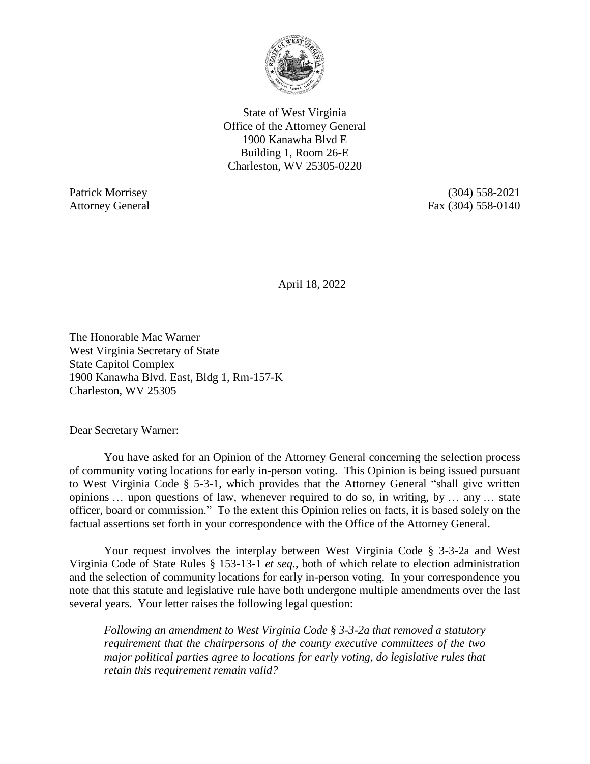State of West Virginia
Office of the Attorney General
1900 Kanawha Blvd E
Building 1, Room 26-E
Charleston, WV 25305-0220

Patrick Morrisey
Attorney General

(304) 558-2021
Fax (304) 558-0140

April 18, 2022

The Honorable Mac Warner
West Virginia Secretary of State
State Capitol Complex
1900 Kanawha Blvd. East, Bldg 1, Rm-157-K
Charleston, WV 25305

Dear Secretary Warner:

You have asked for an Opinion of the Attorney General concerning the selection process of community voting locations for early in-person voting. This Opinion is being issued pursuant to West Virginia Code § 5-3-1, which provides that the Attorney General "shall give written opinions … upon questions of law, whenever required to do so, in writing, by … any … state officer, board or commission." To the extent this Opinion relies on facts, it is based solely on the factual assertions set forth in your correspondence with the Office of the Attorney General.

Your request involves the interplay between West Virginia Code § 3-3-2a and West Virginia Code of State Rules § 153-13-1 *et seq.*, both of which relate to election administration and the selection of community locations for early in-person voting. In your correspondence you note that this statute and legislative rule have both undergone multiple amendments over the last several years. Your letter raises the following legal question:

> *Following an amendment to West Virginia Code § 3-3-2a that removed a statutory requirement that the chairpersons of the county executive committees of the two major political parties agree to locations for early voting, do legislative rules that retain this requirement remain valid?*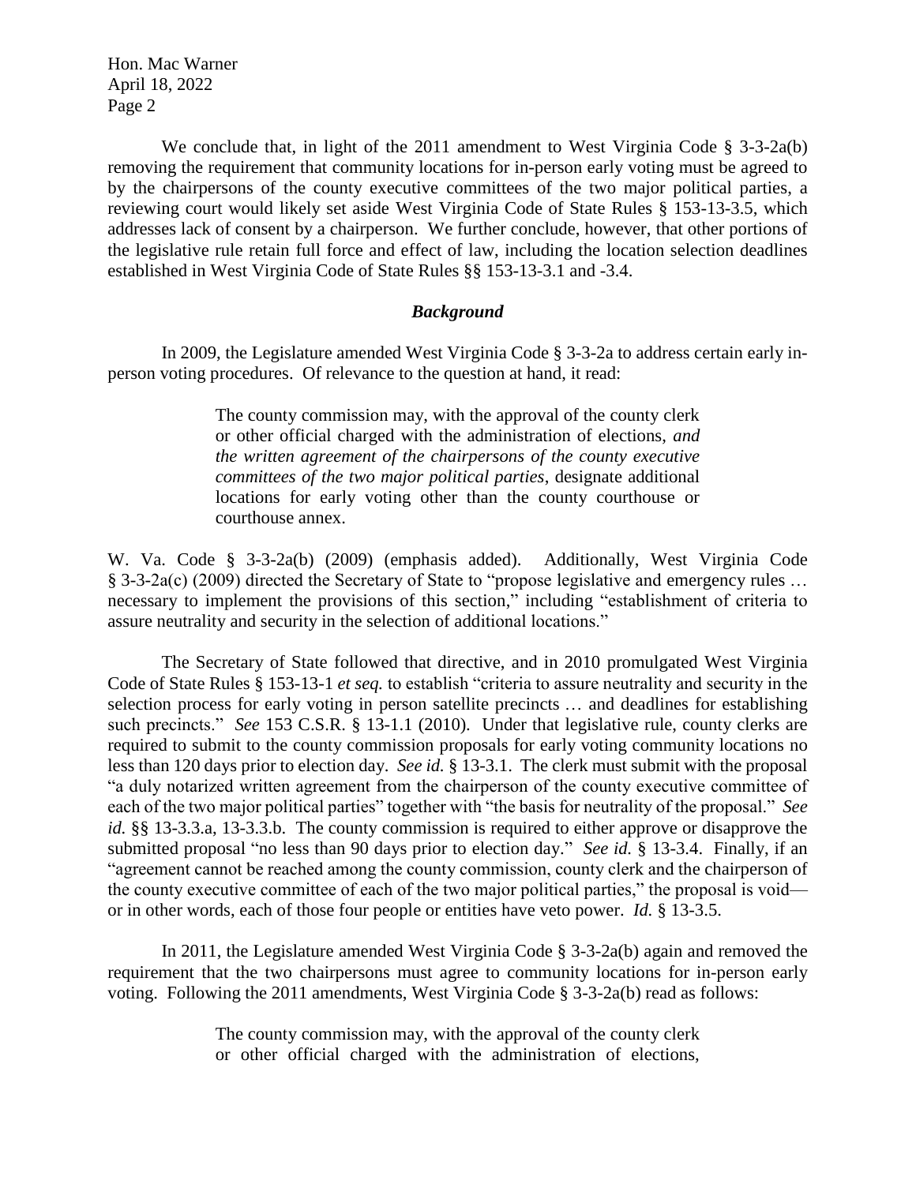We conclude that, in light of the 2011 amendment to West Virginia Code § 3-3-2a(b) removing the requirement that community locations for in-person early voting must be agreed to by the chairpersons of the county executive committees of the two major political parties, a reviewing court would likely set aside West Virginia Code of State Rules § 153-13-3.5, which addresses lack of consent by a chairperson. We further conclude, however, that other portions of the legislative rule retain full force and effect of law, including the location selection deadlines established in West Virginia Code of State Rules §§ 153-13-3.1 and -3.4.

### *Background*

In 2009, the Legislature amended West Virginia Code § 3-3-2a to address certain early in-person voting procedures. Of relevance to the question at hand, it read:

> The county commission may, with the approval of the county clerk or other official charged with the administration of elections, *and the written agreement of the chairpersons of the county executive committees of the two major political parties*, designate additional locations for early voting other than the county courthouse or courthouse annex.

W. Va. Code § 3-3-2a(b) (2009) (emphasis added). Additionally, West Virginia Code § 3-3-2a(c) (2009) directed the Secretary of State to "propose legislative and emergency rules … necessary to implement the provisions of this section," including "establishment of criteria to assure neutrality and security in the selection of additional locations."

The Secretary of State followed that directive, and in 2010 promulgated West Virginia Code of State Rules § 153-13-1 *et seq.* to establish "criteria to assure neutrality and security in the selection process for early voting in person satellite precincts … and deadlines for establishing such precincts." *See* 153 C.S.R. § 13-1.1 (2010). Under that legislative rule, county clerks are required to submit to the county commission proposals for early voting community locations no less than 120 days prior to election day. *See id.* § 13-3.1. The clerk must submit with the proposal "a duly notarized written agreement from the chairperson of the county executive committee of each of the two major political parties" together with "the basis for neutrality of the proposal." *See id.* §§ 13-3.3.a, 13-3.3.b. The county commission is required to either approve or disapprove the submitted proposal "no less than 90 days prior to election day." *See id.* § 13-3.4. Finally, if an "agreement cannot be reached among the county commission, county clerk and the chairperson of the county executive committee of each of the two major political parties," the proposal is void—or in other words, each of those four people or entities have veto power. *Id.* § 13-3.5.

In 2011, the Legislature amended West Virginia Code § 3-3-2a(b) again and removed the requirement that the two chairpersons must agree to community locations for in-person early voting. Following the 2011 amendments, West Virginia Code § 3-3-2a(b) read as follows:

> The county commission may, with the approval of the county clerk or other official charged with the administration of elections,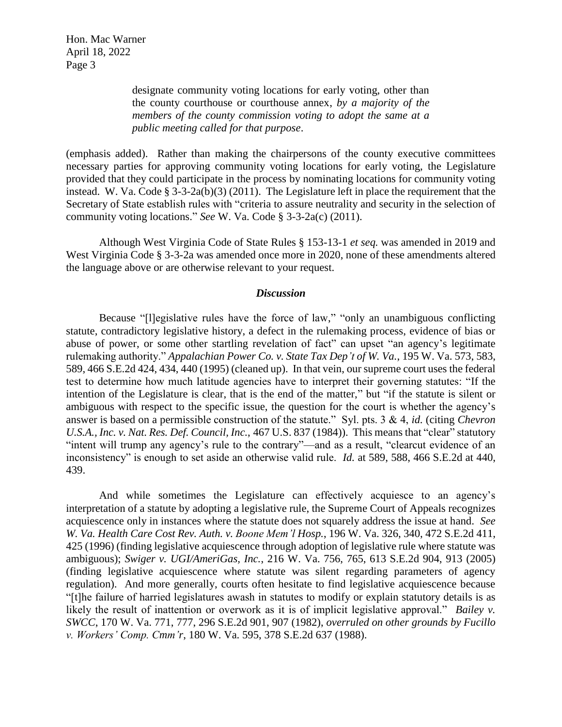> designate community voting locations for early voting, other than the county courthouse or courthouse annex, *by a majority of the members of the county commission voting to adopt the same at a public meeting called for that purpose*.

(emphasis added). Rather than making the chairpersons of the county executive committees necessary parties for approving community voting locations for early voting, the Legislature provided that they could participate in the process by nominating locations for community voting instead. W. Va. Code § 3-3-2a(b)(3) (2011). The Legislature left in place the requirement that the Secretary of State establish rules with "criteria to assure neutrality and security in the selection of community voting locations." *See* W. Va. Code § 3-3-2a(c) (2011).

Although West Virginia Code of State Rules § 153-13-1 *et seq.* was amended in 2019 and West Virginia Code § 3-3-2a was amended once more in 2020, none of these amendments altered the language above or are otherwise relevant to your request.

### *Discussion*

Because "[l]egislative rules have the force of law," "only an unambiguous conflicting statute, contradictory legislative history, a defect in the rulemaking process, evidence of bias or abuse of power, or some other startling revelation of fact" can upset "an agency's legitimate rulemaking authority." *Appalachian Power Co. v. State Tax Dep't of W. Va.*, 195 W. Va. 573, 583, 589, 466 S.E.2d 424, 434, 440 (1995) (cleaned up). In that vein, our supreme court uses the federal test to determine how much latitude agencies have to interpret their governing statutes: "If the intention of the Legislature is clear, that is the end of the matter," but "if the statute is silent or ambiguous with respect to the specific issue, the question for the court is whether the agency's answer is based on a permissible construction of the statute." Syl. pts. 3 & 4, *id.* (citing *Chevron U.S.A., Inc. v. Nat. Res. Def. Council, Inc.*, 467 U.S. 837 (1984)). This means that "clear" statutory "intent will trump any agency's rule to the contrary"—and as a result, "clearcut evidence of an inconsistency" is enough to set aside an otherwise valid rule. *Id.* at 589, 588, 466 S.E.2d at 440, 439.

And while sometimes the Legislature can effectively acquiesce to an agency's interpretation of a statute by adopting a legislative rule, the Supreme Court of Appeals recognizes acquiescence only in instances where the statute does not squarely address the issue at hand. *See W. Va. Health Care Cost Rev. Auth. v. Boone Mem'l Hosp.*, 196 W. Va. 326, 340, 472 S.E.2d 411, 425 (1996) (finding legislative acquiescence through adoption of legislative rule where statute was ambiguous); *Swiger v. UGI/AmeriGas, Inc.*, 216 W. Va. 756, 765, 613 S.E.2d 904, 913 (2005) (finding legislative acquiescence where statute was silent regarding parameters of agency regulation). And more generally, courts often hesitate to find legislative acquiescence because "[t]he failure of harried legislatures awash in statutes to modify or explain statutory details is as likely the result of inattention or overwork as it is of implicit legislative approval." *Bailey v. SWCC*, 170 W. Va. 771, 777, 296 S.E.2d 901, 907 (1982), *overruled on other grounds by Fucillo v. Workers' Comp. Cmm'r*, 180 W. Va. 595, 378 S.E.2d 637 (1988).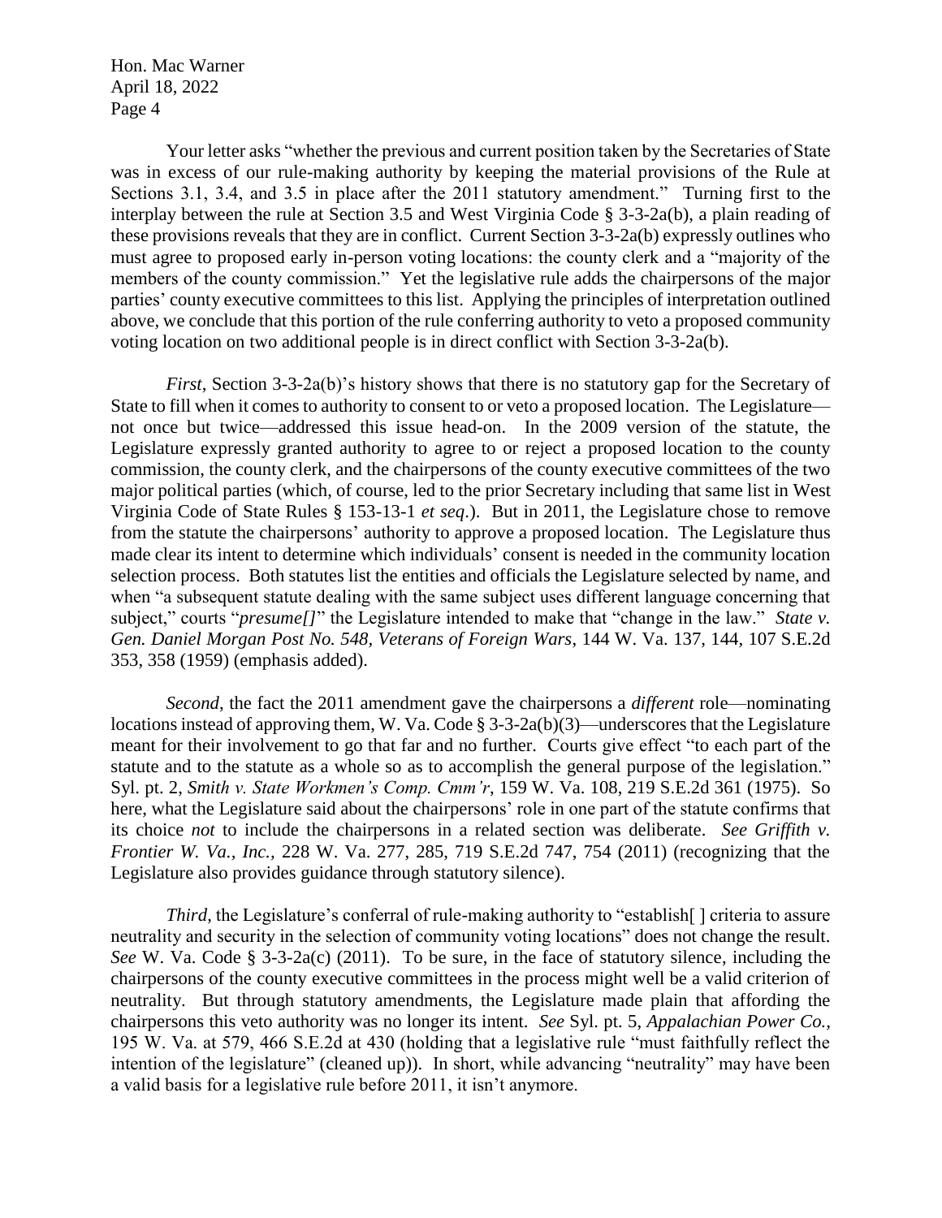Your letter asks "whether the previous and current position taken by the Secretaries of State was in excess of our rule-making authority by keeping the material provisions of the Rule at Sections 3.1, 3.4, and 3.5 in place after the 2011 statutory amendment." Turning first to the interplay between the rule at Section 3.5 and West Virginia Code § 3-3-2a(b), a plain reading of these provisions reveals that they are in conflict. Current Section 3-3-2a(b) expressly outlines who must agree to proposed early in-person voting locations: the county clerk and a "majority of the members of the county commission." Yet the legislative rule adds the chairpersons of the major parties' county executive committees to this list. Applying the principles of interpretation outlined above, we conclude that this portion of the rule conferring authority to veto a proposed community voting location on two additional people is in direct conflict with Section 3-3-2a(b).

*First*, Section 3-3-2a(b)'s history shows that there is no statutory gap for the Secretary of State to fill when it comes to authority to consent to or veto a proposed location. The Legislature—not once but twice—addressed this issue head-on. In the 2009 version of the statute, the Legislature expressly granted authority to agree to or reject a proposed location to the county commission, the county clerk, and the chairpersons of the county executive committees of the two major political parties (which, of course, led to the prior Secretary including that same list in West Virginia Code of State Rules § 153-13-1 *et seq*.). But in 2011, the Legislature chose to remove from the statute the chairpersons' authority to approve a proposed location. The Legislature thus made clear its intent to determine which individuals' consent is needed in the community location selection process. Both statutes list the entities and officials the Legislature selected by name, and when "a subsequent statute dealing with the same subject uses different language concerning that subject," courts "*presume[]*" the Legislature intended to make that "change in the law." *State v. Gen. Daniel Morgan Post No. 548, Veterans of Foreign Wars*, 144 W. Va. 137, 144, 107 S.E.2d 353, 358 (1959) (emphasis added).

*Second*, the fact the 2011 amendment gave the chairpersons a *different* role—nominating locations instead of approving them, W. Va. Code § 3-3-2a(b)(3)—underscores that the Legislature meant for their involvement to go that far and no further. Courts give effect "to each part of the statute and to the statute as a whole so as to accomplish the general purpose of the legislation." Syl. pt. 2, *Smith v. State Workmen's Comp. Cmm'r*, 159 W. Va. 108, 219 S.E.2d 361 (1975). So here, what the Legislature said about the chairpersons' role in one part of the statute confirms that its choice *not* to include the chairpersons in a related section was deliberate. *See Griffith v. Frontier W. Va., Inc.*, 228 W. Va. 277, 285, 719 S.E.2d 747, 754 (2011) (recognizing that the Legislature also provides guidance through statutory silence).

*Third*, the Legislature's conferral of rule-making authority to "establish[ ] criteria to assure neutrality and security in the selection of community voting locations" does not change the result. *See* W. Va. Code § 3-3-2a(c) (2011). To be sure, in the face of statutory silence, including the chairpersons of the county executive committees in the process might well be a valid criterion of neutrality. But through statutory amendments, the Legislature made plain that affording the chairpersons this veto authority was no longer its intent. *See* Syl. pt. 5, *Appalachian Power Co.*, 195 W. Va. at 579, 466 S.E.2d at 430 (holding that a legislative rule "must faithfully reflect the intention of the legislature" (cleaned up)). In short, while advancing "neutrality" may have been a valid basis for a legislative rule before 2011, it isn't anymore.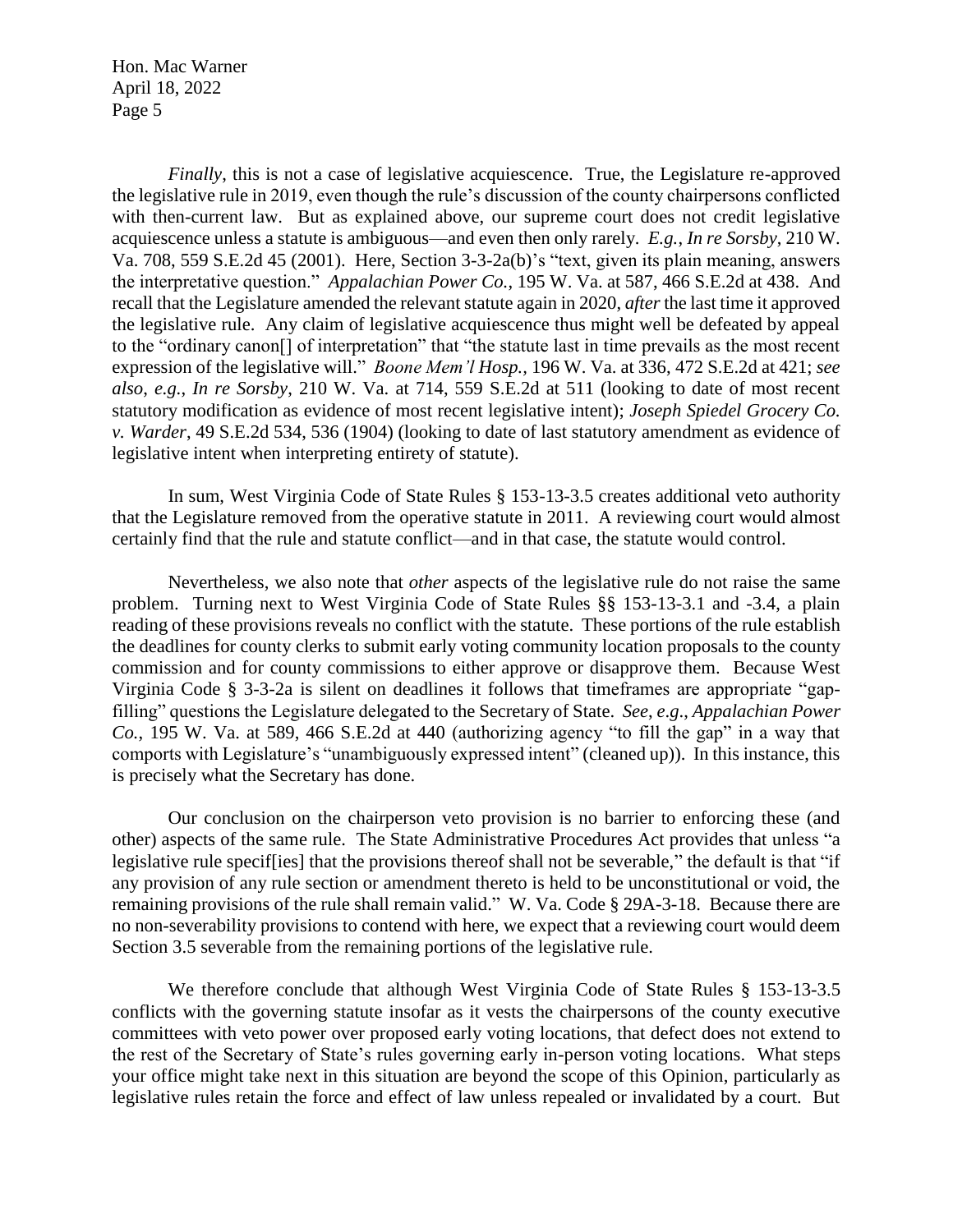*Finally*, this is not a case of legislative acquiescence. True, the Legislature re-approved the legislative rule in 2019, even though the rule's discussion of the county chairpersons conflicted with then-current law. But as explained above, our supreme court does not credit legislative acquiescence unless a statute is ambiguous—and even then only rarely. *E.g.*, *In re Sorsby*, 210 W. Va. 708, 559 S.E.2d 45 (2001). Here, Section 3-3-2a(b)'s "text, given its plain meaning, answers the interpretative question." *Appalachian Power Co.*, 195 W. Va. at 587, 466 S.E.2d at 438. And recall that the Legislature amended the relevant statute again in 2020, *after* the last time it approved the legislative rule. Any claim of legislative acquiescence thus might well be defeated by appeal to the "ordinary canon[] of interpretation" that "the statute last in time prevails as the most recent expression of the legislative will." *Boone Mem'l Hosp.*, 196 W. Va. at 336, 472 S.E.2d at 421; *see also*, *e.g.*, *In re Sorsby*, 210 W. Va. at 714, 559 S.E.2d at 511 (looking to date of most recent statutory modification as evidence of most recent legislative intent); *Joseph Spiedel Grocery Co. v. Warder*, 49 S.E.2d 534, 536 (1904) (looking to date of last statutory amendment as evidence of legislative intent when interpreting entirety of statute).

In sum, West Virginia Code of State Rules § 153-13-3.5 creates additional veto authority that the Legislature removed from the operative statute in 2011. A reviewing court would almost certainly find that the rule and statute conflict—and in that case, the statute would control.

Nevertheless, we also note that *other* aspects of the legislative rule do not raise the same problem. Turning next to West Virginia Code of State Rules §§ 153-13-3.1 and -3.4, a plain reading of these provisions reveals no conflict with the statute. These portions of the rule establish the deadlines for county clerks to submit early voting community location proposals to the county commission and for county commissions to either approve or disapprove them. Because West Virginia Code § 3-3-2a is silent on deadlines it follows that timeframes are appropriate "gap-filling" questions the Legislature delegated to the Secretary of State. *See, e.g.*, *Appalachian Power Co.*, 195 W. Va. at 589, 466 S.E.2d at 440 (authorizing agency "to fill the gap" in a way that comports with Legislature's "unambiguously expressed intent" (cleaned up)). In this instance, this is precisely what the Secretary has done.

Our conclusion on the chairperson veto provision is no barrier to enforcing these (and other) aspects of the same rule. The State Administrative Procedures Act provides that unless "a legislative rule specif[ies] that the provisions thereof shall not be severable," the default is that "if any provision of any rule section or amendment thereto is held to be unconstitutional or void, the remaining provisions of the rule shall remain valid." W. Va. Code § 29A-3-18. Because there are no non-severability provisions to contend with here, we expect that a reviewing court would deem Section 3.5 severable from the remaining portions of the legislative rule.

We therefore conclude that although West Virginia Code of State Rules § 153-13-3.5 conflicts with the governing statute insofar as it vests the chairpersons of the county executive committees with veto power over proposed early voting locations, that defect does not extend to the rest of the Secretary of State's rules governing early in-person voting locations. What steps your office might take next in this situation are beyond the scope of this Opinion, particularly as legislative rules retain the force and effect of law unless repealed or invalidated by a court. But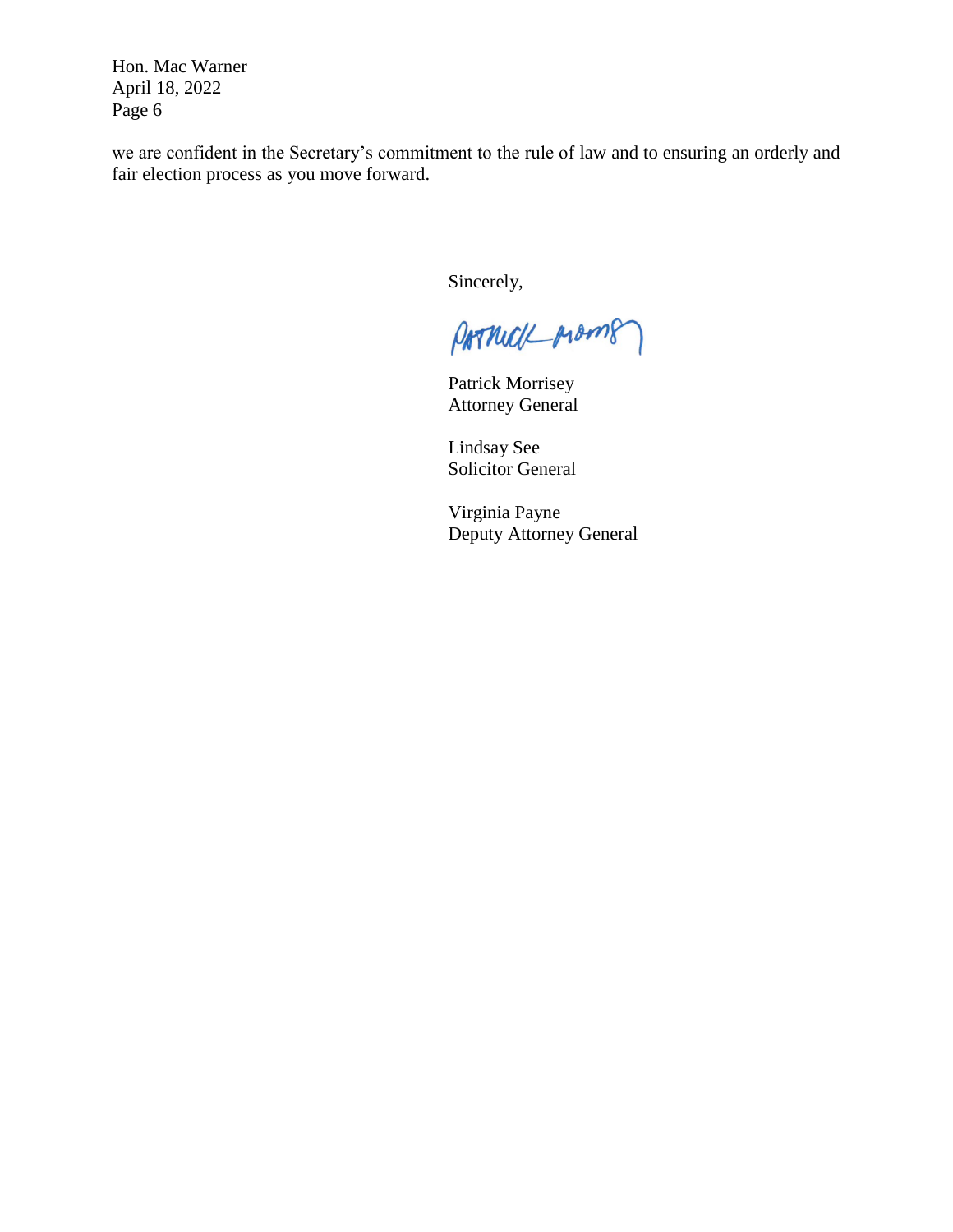we are confident in the Secretary's commitment to the rule of law and to ensuring an orderly and fair election process as you move forward.

Sincerely,

Patrick Morrisey
Attorney General

Lindsay See
Solicitor General

Virginia Payne
Deputy Attorney General